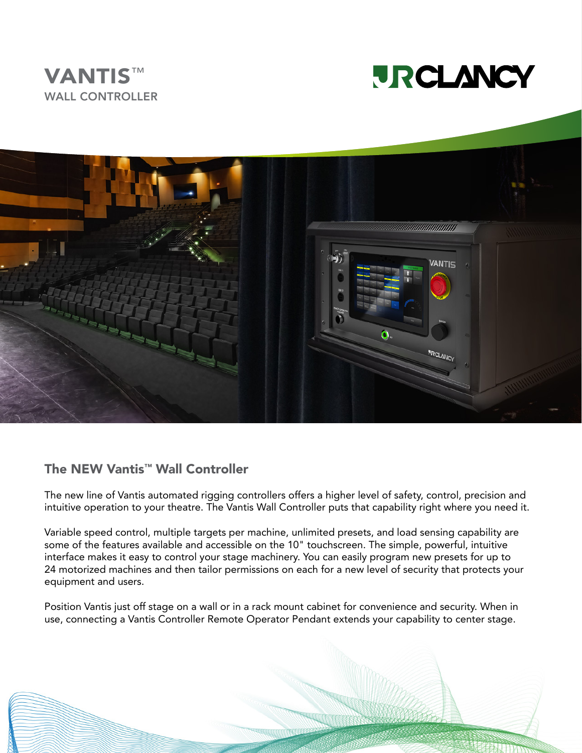# VANTIS™
## WALL CONTROLLER

JRCLANCY

### The NEW Vantis™ Wall Controller

The new line of Vantis automated rigging controllers offers a higher level of safety, control, precision and intuitive operation to your theatre. The Vantis Wall Controller puts that capability right where you need it.

Variable speed control, multiple targets per machine, unlimited presets, and load sensing capability are some of the features available and accessible on the 10" touchscreen. The simple, powerful, intuitive interface makes it easy to control your stage machinery. You can easily program new presets for up to 24 motorized machines and then tailor permissions on each for a new level of security that protects your equipment and users.

Position Vantis just off stage on a wall or in a rack mount cabinet for convenience and security. When in use, connecting a Vantis Controller Remote Operator Pendant extends your capability to center stage.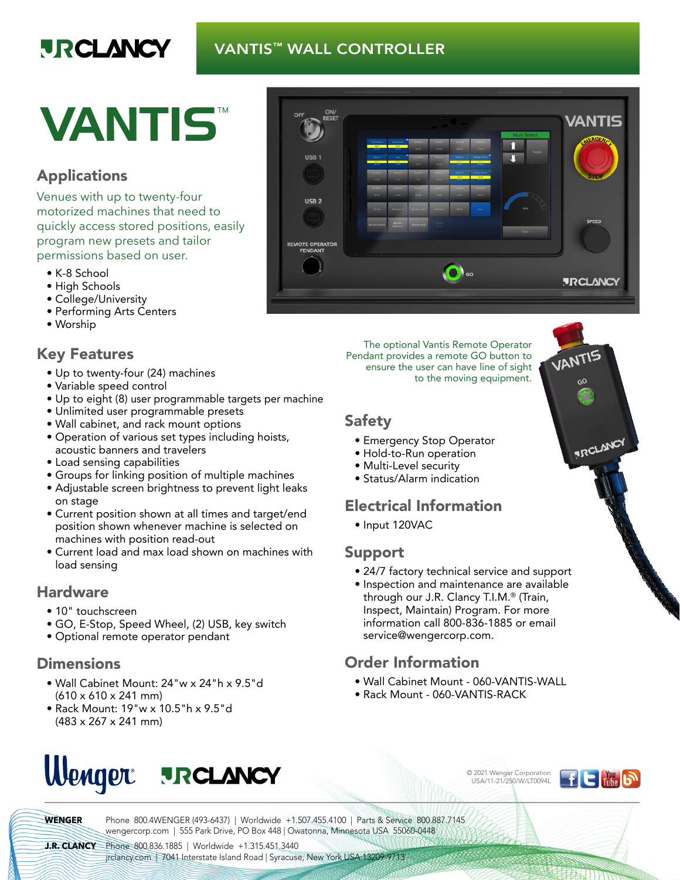# VANTIS™ WALL CONTROLLER

# VANTIS™

## Applications

Venues with up to twenty-four motorized machines that need to quickly access stored positions, easily program new presets and tailor permissions based on user.

- K-8 School
- High Schools
- College/University
- Performing Arts Centers
- Worship

## Key Features

- Up to twenty-four (24) machines
- Variable speed control
- Up to eight (8) user programmable targets per machine
- Unlimited user programmable presets
- Wall cabinet, and rack mount options
- Operation of various set types including hoists, acoustic banners and travelers
- Load sensing capabilities
- Groups for linking position of multiple machines
- Adjustable screen brightness to prevent light leaks on stage
- Current position shown at all times and target/end position shown whenever machine is selected on machines with position read-out
- Current load and max load shown on machines with load sensing

## Hardware

- 10" touchscreen
- GO, E-Stop, Speed Wheel, (2) USB, key switch
- Optional remote operator pendant

## Dimensions

- Wall Cabinet Mount: 24"w x 24"h x 9.5"d (610 x 610 x 241 mm)
- Rack Mount: 19"w x 10.5"h x 9.5"d (483 x 267 x 241 mm)

The optional Vantis Remote Operator Pendant provides a remote GO button to ensure the user can have line of sight to the moving equipment.

## Safety

- Emergency Stop Operator
- Hold-to-Run operation
- Multi-Level security
- Status/Alarm indication

## Electrical Information

- Input 120VAC

## Support

- 24/7 factory technical service and support
- Inspection and maintenance are available through our J.R. Clancy T.I.M.® (Train, Inspect, Maintain) Program. For more information call 800-836-1885 or email service@wengercorp.com.

## Order Information

- Wall Cabinet Mount - 060-VANTIS-WALL
- Rack Mount - 060-VANTIS-RACK

© 2021 Wenger Corporation
USA/11-21/250/W/LT0094L

**WENGER** Phone 800.4WENGER (493-6437) | Worldwide +1.507.455.4100 | Parts & Service 800.887.7145
wengercorp.com | 555 Park Drive, PO Box 448 | Owatonna, Minnesota USA 55060-0448

**J.R. CLANCY** Phone 800.836.1885 | Worldwide +1.315.451.3440
jrclancy.com | 7041 Interstate Island Road | Syracuse, New York USA 13209-9713